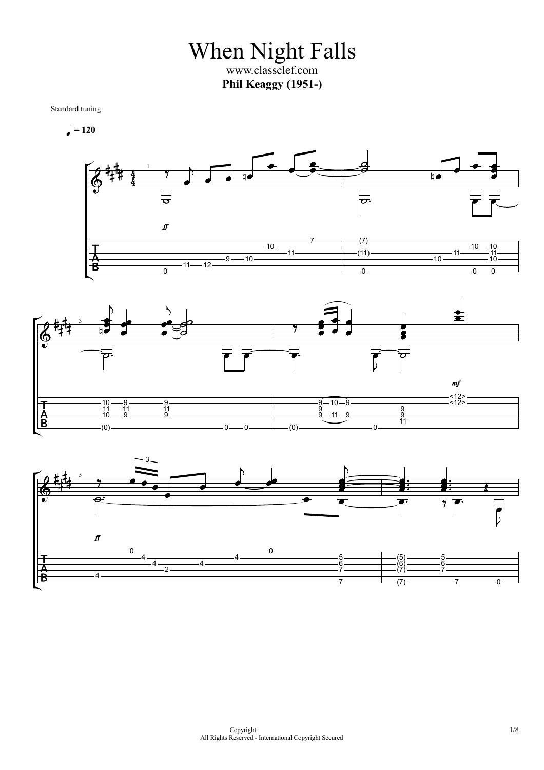# When Night Falls

www.classclef.com

**Phil Keaggy (1951-)**

Standard tuning

♩ = 120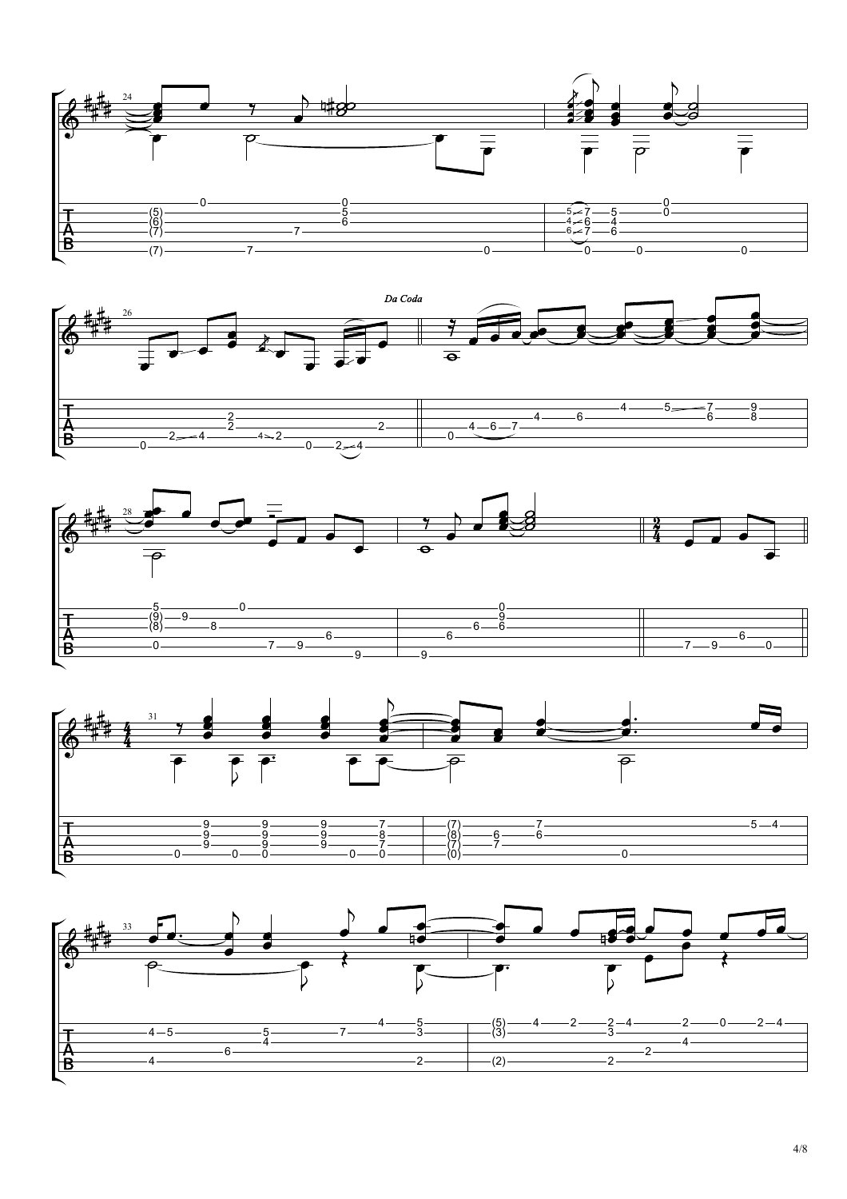*Da Coda*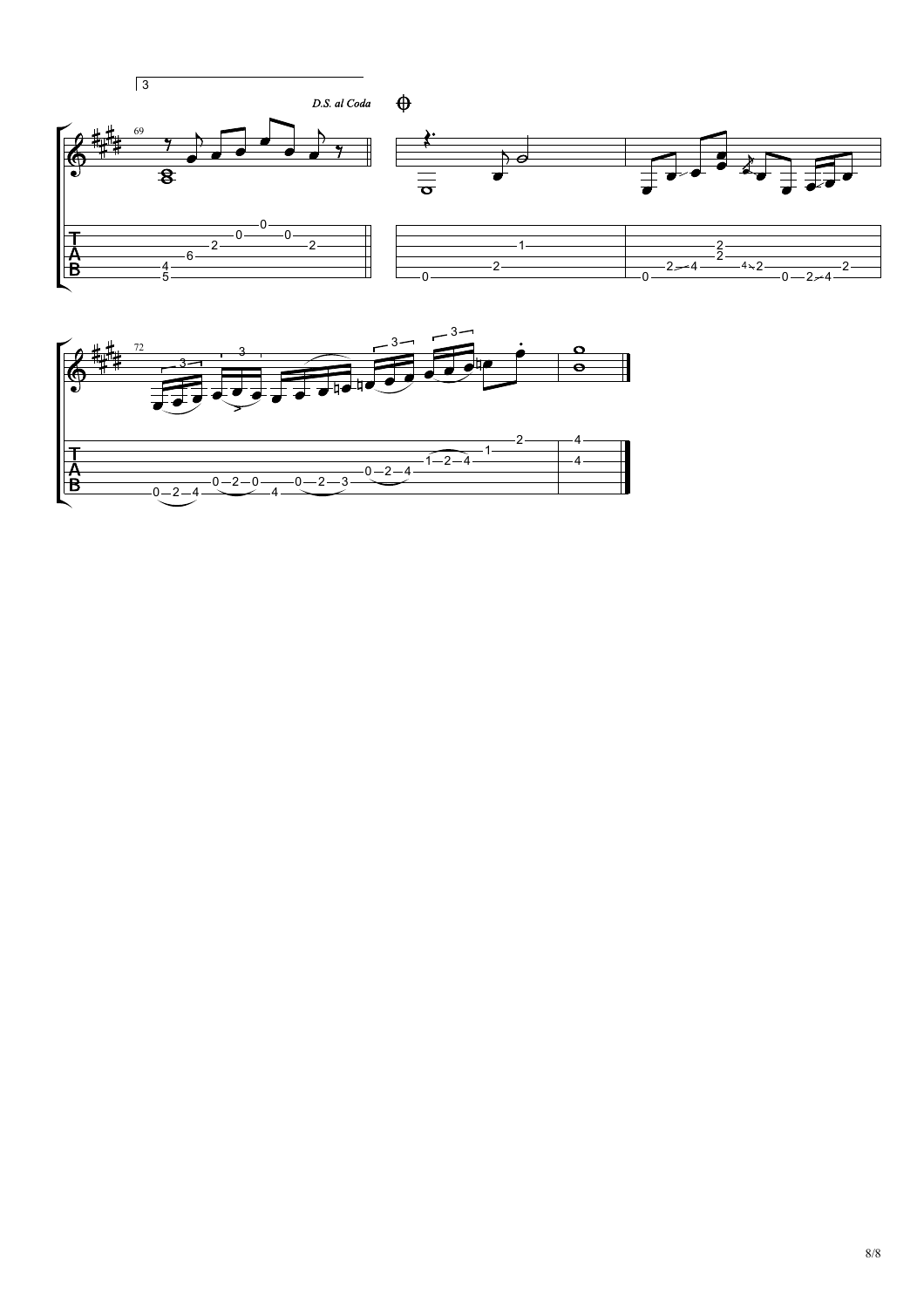*D.S. al Coda*